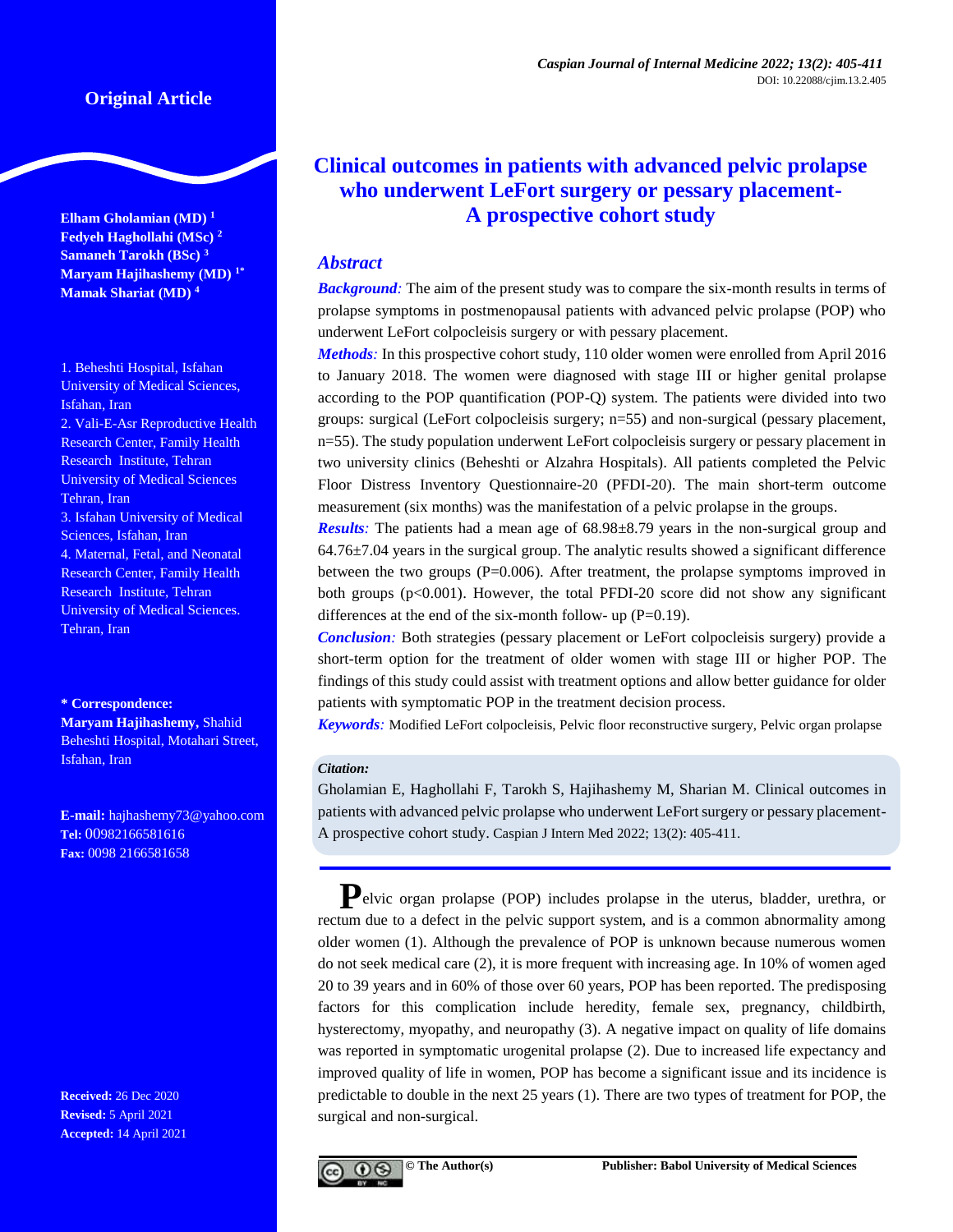Original Article

# Clinical outcomes in patients with advanced pelvic prolapse who underwent LeFort surgery or pessary placement- A prospective cohort study

**Elham Gholamian (MD)** [1]
**Fedyeh Haghollahi (MSc)** [2]
**Samaneh Tarokh (BSc)** [3]
**Maryam Hajihashemy (MD)** [1*]
**Mamak Shariat (MD)** [4]

1. Beheshti Hospital, Isfahan University of Medical Sciences, Isfahan, Iran
2. Vali-E-Asr Reproductive Health Research Center, Family Health Research Institute, Tehran University of Medical Sciences Tehran, Iran
3. Isfahan University of Medical Sciences, Isfahan, Iran
4. Maternal, Fetal, and Neonatal Research Center, Family Health Research Institute, Tehran University of Medical Sciences. Tehran, Iran

**\* Correspondence:**
**Maryam Hajihashemy,** Shahid Beheshti Hospital, Motahari Street, Isfahan, Iran

**E-mail:** hajhashemy73@yahoo.com
**Tel:** 00982166581616
**Fax:** 0098 2166581658

**Received:** 26 Dec 2020
**Revised:** 5 April 2021
**Accepted:** 14 April 2021

## Abstract

***Background:*** The aim of the present study was to compare the six-month results in terms of prolapse symptoms in postmenopausal patients with advanced pelvic prolapse (POP) who underwent LeFort colpocleisis surgery or with pessary placement.

***Methods:*** In this prospective cohort study, 110 older women were enrolled from April 2016 to January 2018. The women were diagnosed with stage III or higher genital prolapse according to the POP quantification (POP-Q) system. The patients were divided into two groups: surgical (LeFort colpocleisis surgery; n=55) and non-surgical (pessary placement, n=55). The study population underwent LeFort colpocleisis surgery or pessary placement in two university clinics (Beheshti or Alzahra Hospitals). All patients completed the Pelvic Floor Distress Inventory Questionnaire-20 (PFDI-20). The main short-term outcome measurement (six months) was the manifestation of a pelvic prolapse in the groups.

***Results:*** The patients had a mean age of 68.98±8.79 years in the non-surgical group and 64.76±7.04 years in the surgical group. The analytic results showed a significant difference between the two groups (P=0.006). After treatment, the prolapse symptoms improved in both groups (p<0.001). However, the total PFDI-20 score did not show any significant differences at the end of the six-month follow- up (P=0.19).

***Conclusion:*** Both strategies (pessary placement or LeFort colpocleisis surgery) provide a short-term option for the treatment of older women with stage III or higher POP. The findings of this study could assist with treatment options and allow better guidance for older patients with symptomatic POP in the treatment decision process.

***Keywords:*** Modified LeFort colpocleisis, Pelvic floor reconstructive surgery, Pelvic organ prolapse

***Citation:***
Gholamian E, Haghollahi F, Tarokh S, Hajihashemy M, Sharian M. Clinical outcomes in patients with advanced pelvic prolapse who underwent LeFort surgery or pessary placement- A prospective cohort study. Caspian J Intern Med 2022; 13(2): 405-411.

Pelvic organ prolapse (POP) includes prolapse in the uterus, bladder, urethra, or rectum due to a defect in the pelvic support system, and is a common abnormality among older women (1). Although the prevalence of POP is unknown because numerous women do not seek medical care (2), it is more frequent with increasing age. In 10% of women aged 20 to 39 years and in 60% of those over 60 years, POP has been reported. The predisposing factors for this complication include heredity, female sex, pregnancy, childbirth, hysterectomy, myopathy, and neuropathy (3). A negative impact on quality of life domains was reported in symptomatic urogenital prolapse (2). Due to increased life expectancy and improved quality of life in women, POP has become a significant issue and its incidence is predictable to double in the next 25 years (1). There are two types of treatment for POP, the surgical and non-surgical.

© The Author(s) Publisher: Babol University of Medical Sciences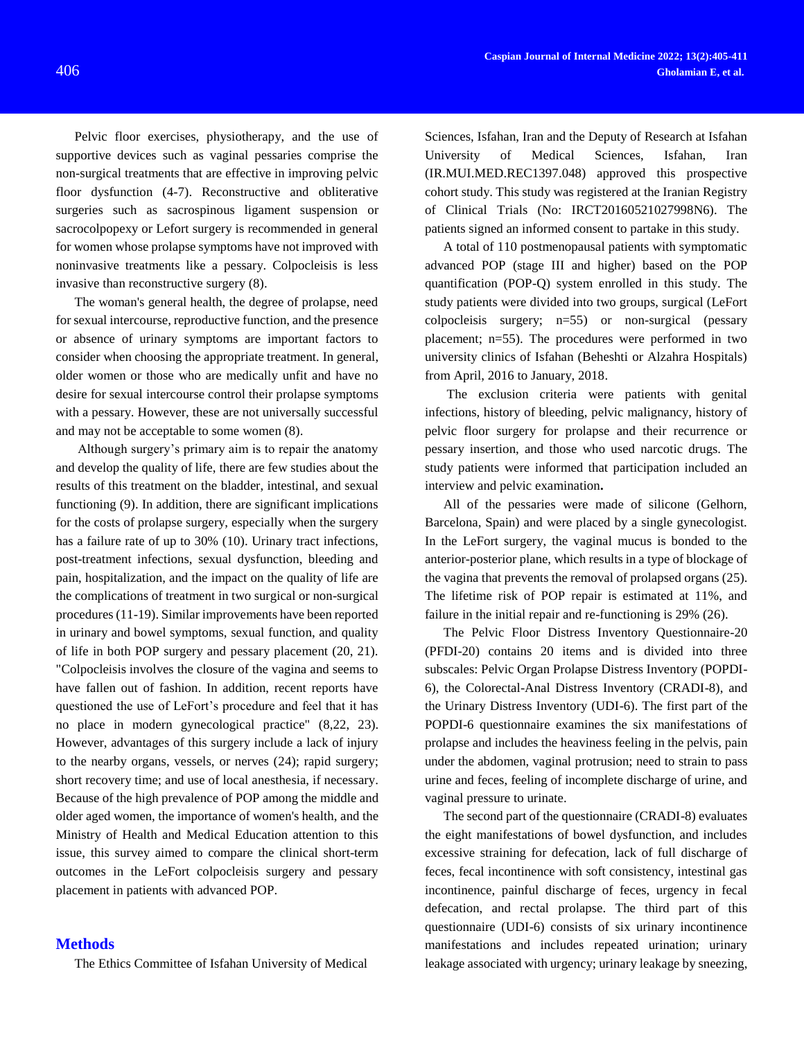Pelvic floor exercises, physiotherapy, and the use of supportive devices such as vaginal pessaries comprise the non-surgical treatments that are effective in improving pelvic floor dysfunction (4-7). Reconstructive and obliterative surgeries such as sacrospinous ligament suspension or sacrocolpopexy or Lefort surgery is recommended in general for women whose prolapse symptoms have not improved with noninvasive treatments like a pessary. Colpocleisis is less invasive than reconstructive surgery (8).

The woman's general health, the degree of prolapse, need for sexual intercourse, reproductive function, and the presence or absence of urinary symptoms are important factors to consider when choosing the appropriate treatment. In general, older women or those who are medically unfit and have no desire for sexual intercourse control their prolapse symptoms with a pessary. However, these are not universally successful and may not be acceptable to some women (8).

Although surgery's primary aim is to repair the anatomy and develop the quality of life, there are few studies about the results of this treatment on the bladder, intestinal, and sexual functioning (9). In addition, there are significant implications for the costs of prolapse surgery, especially when the surgery has a failure rate of up to 30% (10). Urinary tract infections, post-treatment infections, sexual dysfunction, bleeding and pain, hospitalization, and the impact on the quality of life are the complications of treatment in two surgical or non-surgical procedures (11-19). Similar improvements have been reported in urinary and bowel symptoms, sexual function, and quality of life in both POP surgery and pessary placement (20, 21). "Colpocleisis involves the closure of the vagina and seems to have fallen out of fashion. In addition, recent reports have questioned the use of LeFort's procedure and feel that it has no place in modern gynecological practice" (8,22, 23). However, advantages of this surgery include a lack of injury to the nearby organs, vessels, or nerves (24); rapid surgery; short recovery time; and use of local anesthesia, if necessary. Because of the high prevalence of POP among the middle and older aged women, the importance of women's health, and the Ministry of Health and Medical Education attention to this issue, this survey aimed to compare the clinical short-term outcomes in the LeFort colpocleisis surgery and pessary placement in patients with advanced POP.

## Methods

The Ethics Committee of Isfahan University of Medical Sciences, Isfahan, Iran and the Deputy of Research at Isfahan University of Medical Sciences, Isfahan, Iran (IR.MUI.MED.REC1397.048) approved this prospective cohort study. This study was registered at the Iranian Registry of Clinical Trials (No: IRCT20160521027998N6). The patients signed an informed consent to partake in this study.

A total of 110 postmenopausal patients with symptomatic advanced POP (stage III and higher) based on the POP quantification (POP-Q) system enrolled in this study. The study patients were divided into two groups, surgical (LeFort colpocleisis surgery; n=55) or non-surgical (pessary placement; n=55). The procedures were performed in two university clinics of Isfahan (Beheshti or Alzahra Hospitals) from April, 2016 to January, 2018.

The exclusion criteria were patients with genital infections, history of bleeding, pelvic malignancy, history of pelvic floor surgery for prolapse and their recurrence or pessary insertion, and those who used narcotic drugs. The study patients were informed that participation included an interview and pelvic examination**.**

All of the pessaries were made of silicone (Gelhorn, Barcelona, Spain) and were placed by a single gynecologist. In the LeFort surgery, the vaginal mucus is bonded to the anterior-posterior plane, which results in a type of blockage of the vagina that prevents the removal of prolapsed organs (25). The lifetime risk of POP repair is estimated at 11%, and failure in the initial repair and re-functioning is 29% (26).

The Pelvic Floor Distress Inventory Questionnaire-20 (PFDI-20) contains 20 items and is divided into three subscales: Pelvic Organ Prolapse Distress Inventory (POPDI-6), the Colorectal-Anal Distress Inventory (CRADI-8), and the Urinary Distress Inventory (UDI-6). The first part of the POPDI-6 questionnaire examines the six manifestations of prolapse and includes the heaviness feeling in the pelvis, pain under the abdomen, vaginal protrusion; need to strain to pass urine and feces, feeling of incomplete discharge of urine, and vaginal pressure to urinate.

The second part of the questionnaire (CRADI-8) evaluates the eight manifestations of bowel dysfunction, and includes excessive straining for defecation, lack of full discharge of feces, fecal incontinence with soft consistency, intestinal gas incontinence, painful discharge of feces, urgency in fecal defecation, and rectal prolapse. The third part of this questionnaire (UDI-6) consists of six urinary incontinence manifestations and includes repeated urination; urinary leakage associated with urgency; urinary leakage by sneezing,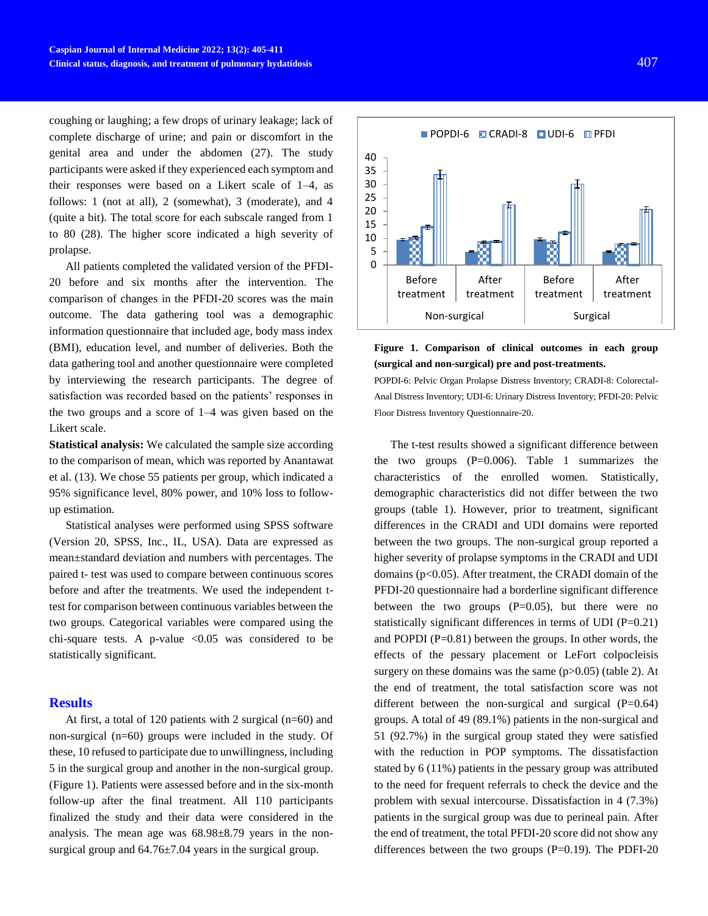coughing or laughing; a few drops of urinary leakage; lack of complete discharge of urine; and pain or discomfort in the genital area and under the abdomen (27). The study participants were asked if they experienced each symptom and their responses were based on a Likert scale of 1–4, as follows: 1 (not at all), 2 (somewhat), 3 (moderate), and 4 (quite a bit). The total score for each subscale ranged from 1 to 80 (28). The higher score indicated a high severity of prolapse.

All patients completed the validated version of the PFDI-20 before and six months after the intervention. The comparison of changes in the PFDI-20 scores was the main outcome. The data gathering tool was a demographic information questionnaire that included age, body mass index (BMI), education level, and number of deliveries. Both the data gathering tool and another questionnaire were completed by interviewing the research participants. The degree of satisfaction was recorded based on the patients' responses in the two groups and a score of 1–4 was given based on the Likert scale.

**Statistical analysis:** We calculated the sample size according to the comparison of mean, which was reported by Anantawat et al. (13). We chose 55 patients per group, which indicated a 95% significance level, 80% power, and 10% loss to follow-up estimation.

Statistical analyses were performed using SPSS software (Version 20, SPSS, Inc., IL, USA). Data are expressed as mean±standard deviation and numbers with percentages. The paired t- test was used to compare between continuous scores before and after the treatments. We used the independent t-test for comparison between continuous variables between the two groups. Categorical variables were compared using the chi-square tests. A p-value <0.05 was considered to be statistically significant.

## Results

At first, a total of 120 patients with 2 surgical (n=60) and non-surgical (n=60) groups were included in the study. Of these, 10 refused to participate due to unwillingness, including 5 in the surgical group and another in the non-surgical group. (Figure 1). Patients were assessed before and in the six-month follow-up after the final treatment. All 110 participants finalized the study and their data were considered in the analysis. The mean age was 68.98±8.79 years in the non-surgical group and 64.76±7.04 years in the surgical group.

**Figure 1. Comparison of clinical outcomes in each group (surgical and non-surgical) pre and post-treatments.**

POPDI-6: Pelvic Organ Prolapse Distress Inventory; CRADI-8: Colorectal-Anal Distress Inventory; UDI-6: Urinary Distress Inventory; PFDI-20: Pelvic Floor Distress Inventory Questionnaire-20.

The t-test results showed a significant difference between the two groups (P=0.006). Table 1 summarizes the characteristics of the enrolled women. Statistically, demographic characteristics did not differ between the two groups (table 1). However, prior to treatment, significant differences in the CRADI and UDI domains were reported between the two groups. The non-surgical group reported a higher severity of prolapse symptoms in the CRADI and UDI domains (p<0.05). After treatment, the CRADI domain of the PFDI-20 questionnaire had a borderline significant difference between the two groups (P=0.05), but there were no statistically significant differences in terms of UDI (P=0.21) and POPDI (P=0.81) between the groups. In other words, the effects of the pessary placement or LeFort colpocleisis surgery on these domains was the same (p>0.05) (table 2). At the end of treatment, the total satisfaction score was not different between the non-surgical and surgical (P=0.64) groups. A total of 49 (89.1%) patients in the non-surgical and 51 (92.7%) in the surgical group stated they were satisfied with the reduction in POP symptoms. The dissatisfaction stated by 6 (11%) patients in the pessary group was attributed to the need for frequent referrals to check the device and the problem with sexual intercourse. Dissatisfaction in 4 (7.3%) patients in the surgical group was due to perineal pain. After the end of treatment, the total PFDI-20 score did not show any differences between the two groups (P=0.19). The PDFI-20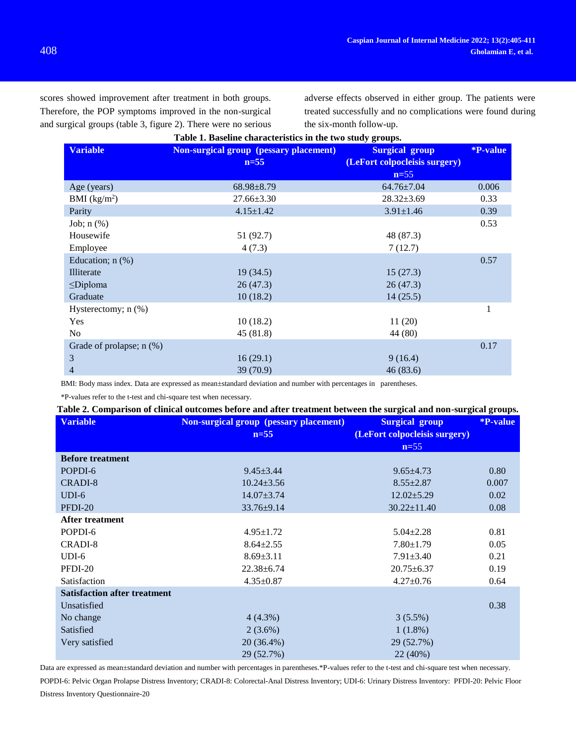scores showed improvement after treatment in both groups. Therefore, the POP symptoms improved in the non-surgical and surgical groups (table 3, figure 2). There were no serious adverse effects observed in either group. The patients were treated successfully and no complications were found during the six-month follow-up.

**Table 1. Baseline characteristics in the two study groups.**

| Variable | Non-surgical group (pessary placement) n=55 | Surgical group (LeFort colpocleisis surgery) n=55 | *P-value |
|---|---|---|---|
| Age (years) | 68.98±8.79 | 64.76±7.04 | 0.006 |
| BMI (kg/m$^2$) | 27.66±3.30 | 28.32±3.69 | 0.33 |
| Parity | 4.15±1.42 | 3.91±1.46 | 0.39 |
| Job; n (%) | | | 0.53 |
| Housewife | 51 (92.7) | 48 (87.3) | |
| Employee | 4 (7.3) | 7 (12.7) | |
| Education; n (%) | | | 0.57 |
| Illiterate | 19 (34.5) | 15 (27.3) | |
| ≤Diploma | 26 (47.3) | 26 (47.3) | |
| Graduate | 10 (18.2) | 14 (25.5) | |
| Hysterectomy; n (%) | | | 1 |
| Yes | 10 (18.2) | 11 (20) | |
| No | 45 (81.8) | 44 (80) | |
| Grade of prolapse; n (%) | | | 0.17 |
| 3 | 16 (29.1) | 9 (16.4) | |
| 4 | 39 (70.9) | 46 (83.6) | |

BMI: Body mass index. Data are expressed as mean±standard deviation and number with percentages in parentheses.

*P-values refer to the t-test and chi-square test when necessary.

**Table 2. Comparison of clinical outcomes before and after treatment between the surgical and non-surgical groups.**

| Variable | Non-surgical group (pessary placement) n=55 | Surgical group (LeFort colpocleisis surgery) n=55 | *P-value |
|---|---|---|---|
| **Before treatment** | | | |
| POPDI-6 | 9.45±3.44 | 9.65±4.73 | 0.80 |
| CRADI-8 | 10.24±3.56 | 8.55±2.87 | 0.007 |
| UDI-6 | 14.07±3.74 | 12.02±5.29 | 0.02 |
| PFDI-20 | 33.76±9.14 | 30.22±11.40 | 0.08 |
| **After treatment** | | | |
| POPDI-6 | 4.95±1.72 | 5.04±2.28 | 0.81 |
| CRADI-8 | 8.64±2.55 | 7.80±1.79 | 0.05 |
| UDI-6 | 8.69±3.11 | 7.91±3.40 | 0.21 |
| PFDI-20 | 22.38±6.74 | 20.75±6.37 | 0.19 |
| Satisfaction | 4.35±0.87 | 4.27±0.76 | 0.64 |
| **Satisfaction after treatment** | | | |
| Unsatisfied | | | 0.38 |
| No change | 4 (4.3%) | 3 (5.5%) | |
| Satisfied | 2 (3.6%) | 1 (1.8%) | |
| Very satisfied | 20 (36.4%) | 29 (52.7%) | |
| | 29 (52.7%) | 22 (40%) | |

Data are expressed as mean±standard deviation and number with percentages in parentheses.*P-values refer to the t-test and chi-square test when necessary.

POPDI-6: Pelvic Organ Prolapse Distress Inventory; CRADI-8: Colorectal-Anal Distress Inventory; UDI-6: Urinary Distress Inventory: PFDI-20: Pelvic Floor Distress Inventory Questionnaire-20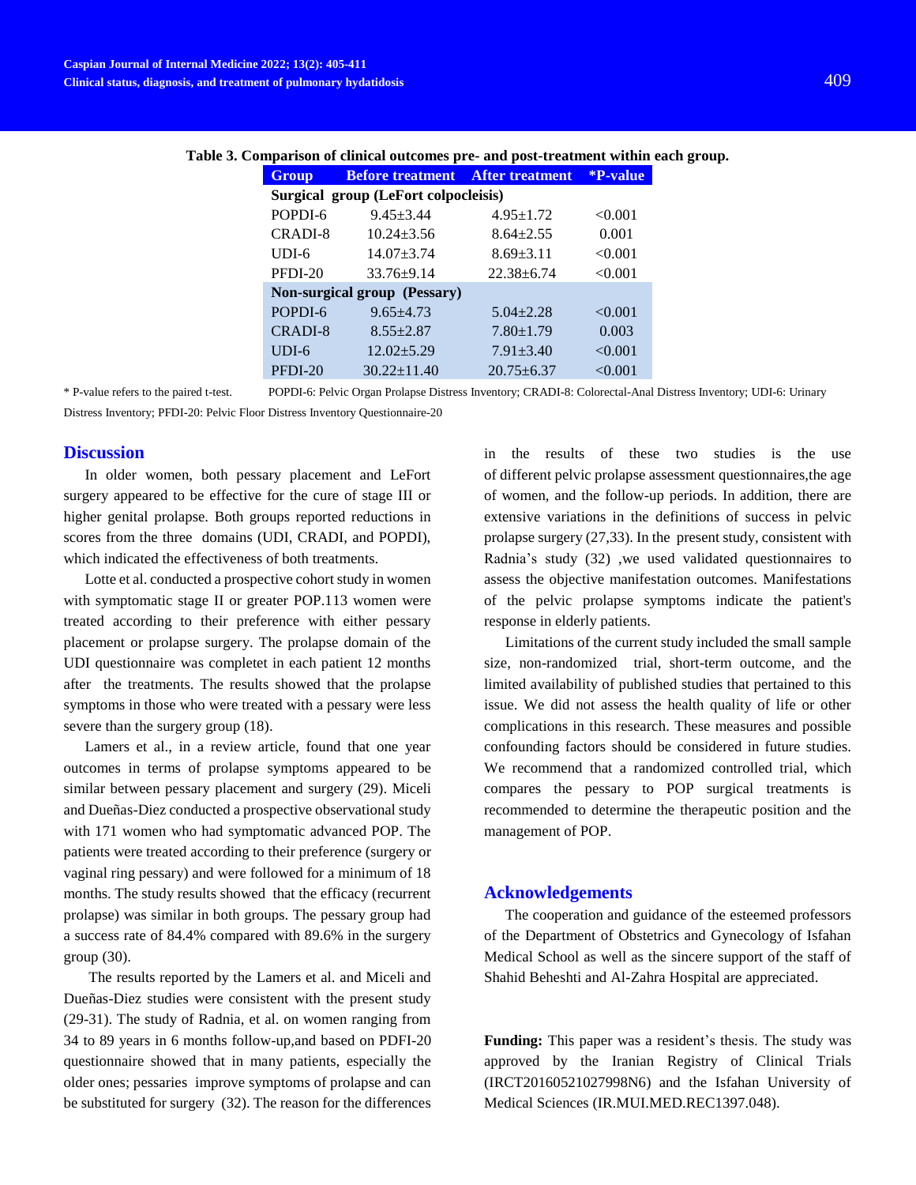**Table 3. Comparison of clinical outcomes pre- and post-treatment within each group.**

| Group | Before treatment | After treatment | *P-value |
|---|---|---|---|
| **Surgical group (LeFort colpocleisis)** | | | |
| POPDI-6 | 9.45±3.44 | 4.95±1.72 | <0.001 |
| CRADI-8 | 10.24±3.56 | 8.64±2.55 | 0.001 |
| UDI-6 | 14.07±3.74 | 8.69±3.11 | <0.001 |
| PFDI-20 | 33.76±9.14 | 22.38±6.74 | <0.001 |
| **Non-surgical group (Pessary)** | | | |
| POPDI-6 | 9.65±4.73 | 5.04±2.28 | <0.001 |
| CRADI-8 | 8.55±2.87 | 7.80±1.79 | 0.003 |
| UDI-6 | 12.02±5.29 | 7.91±3.40 | <0.001 |
| PFDI-20 | 30.22±11.40 | 20.75±6.37 | <0.001 |

* P-value refers to the paired t-test. POPDI-6: Pelvic Organ Prolapse Distress Inventory; CRADI-8: Colorectal-Anal Distress Inventory; UDI-6: Urinary Distress Inventory; PFDI-20: Pelvic Floor Distress Inventory Questionnaire-20

## Discussion

In older women, both pessary placement and LeFort surgery appeared to be effective for the cure of stage III or higher genital prolapse. Both groups reported reductions in scores from the three domains (UDI, CRADI, and POPDI), which indicated the effectiveness of both treatments.

Lotte et al. conducted a prospective cohort study in women with symptomatic stage II or greater POP.113 women were treated according to their preference with either pessary placement or prolapse surgery. The prolapse domain of the UDI questionnaire was completet in each patient 12 months after the treatments. The results showed that the prolapse symptoms in those who were treated with a pessary were less severe than the surgery group (18).

Lamers et al., in a review article, found that one year outcomes in terms of prolapse symptoms appeared to be similar between pessary placement and surgery (29). Miceli and Dueñas-Diez conducted a prospective observational study with 171 women who had symptomatic advanced POP. The patients were treated according to their preference (surgery or vaginal ring pessary) and were followed for a minimum of 18 months. The study results showed that the efficacy (recurrent prolapse) was similar in both groups. The pessary group had a success rate of 84.4% compared with 89.6% in the surgery group (30).

The results reported by the Lamers et al. and Miceli and Dueñas-Diez studies were consistent with the present study (29-31). The study of Radnia, et al. on women ranging from 34 to 89 years in 6 months follow-up,and based on PDFI-20 questionnaire showed that in many patients, especially the older ones; pessaries improve symptoms of prolapse and can be substituted for surgery (32). The reason for the differences in the results of these two studies is the use of different pelvic prolapse assessment questionnaires,the age of women, and the follow-up periods. In addition, there are extensive variations in the definitions of success in pelvic prolapse surgery (27,33). In the present study, consistent with Radnia's study (32) ,we used validated questionnaires to assess the objective manifestation outcomes. Manifestations of the pelvic prolapse symptoms indicate the patient's response in elderly patients.

Limitations of the current study included the small sample size, non-randomized trial, short-term outcome, and the limited availability of published studies that pertained to this issue. We did not assess the health quality of life or other complications in this research. These measures and possible confounding factors should be considered in future studies. We recommend that a randomized controlled trial, which compares the pessary to POP surgical treatments is recommended to determine the therapeutic position and the management of POP.

## Acknowledgements

The cooperation and guidance of the esteemed professors of the Department of Obstetrics and Gynecology of Isfahan Medical School as well as the sincere support of the staff of Shahid Beheshti and Al-Zahra Hospital are appreciated.

**Funding:** This paper was a resident's thesis. The study was approved by the Iranian Registry of Clinical Trials (IRCT20160521027998N6) and the Isfahan University of Medical Sciences (IR.MUI.MED.REC1397.048).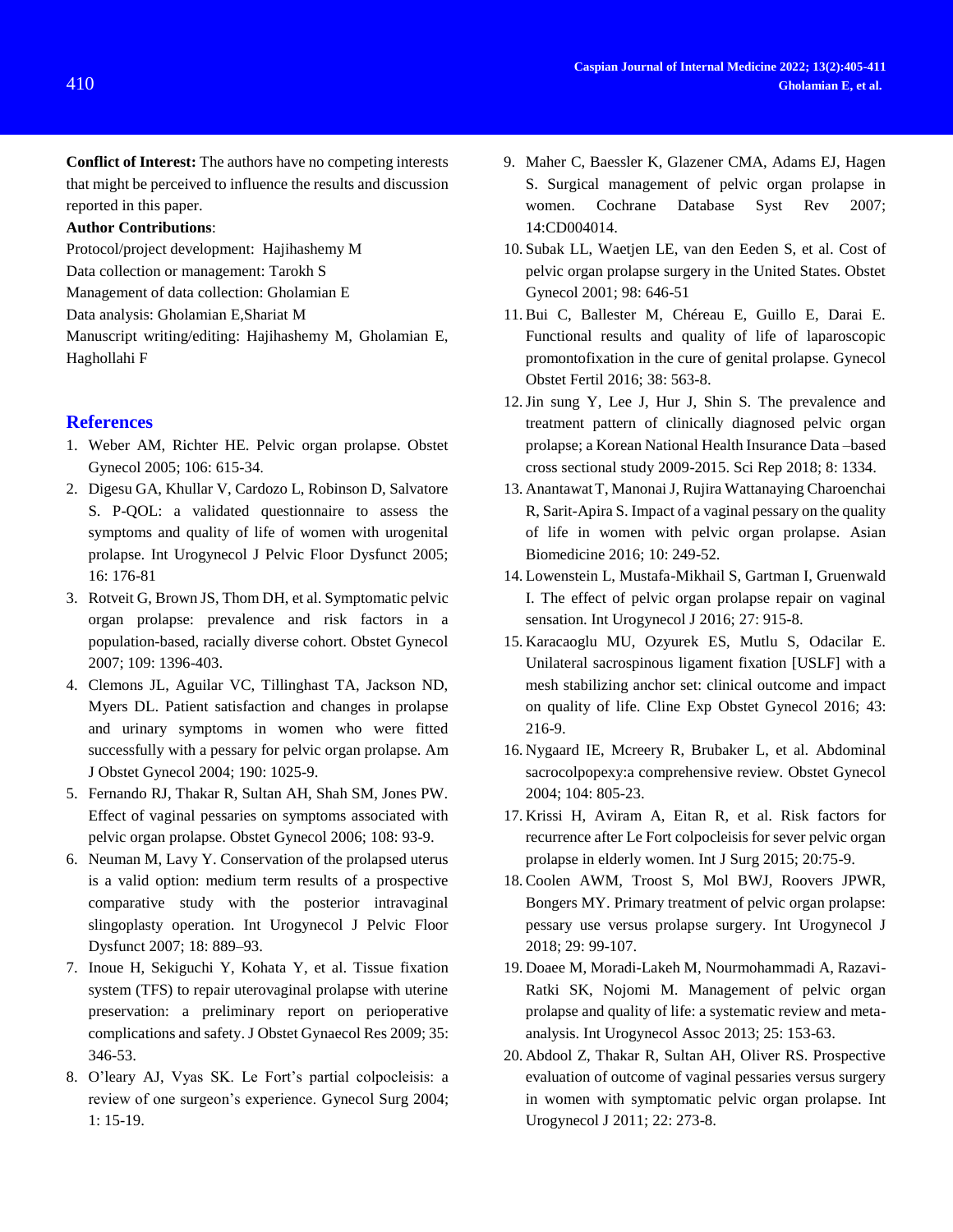**Conflict of Interest:** The authors have no competing interests that might be perceived to influence the results and discussion reported in this paper.

**Author Contributions**:

Protocol/project development: Hajihashemy M

Data collection or management: Tarokh S

Management of data collection: Gholamian E

Data analysis: Gholamian E,Shariat M

Manuscript writing/editing: Hajihashemy M, Gholamian E, Haghollahi F

## References

1. Weber AM, Richter HE. Pelvic organ prolapse. Obstet Gynecol 2005; 106: 615-34.
2. Digesu GA, Khullar V, Cardozo L, Robinson D, Salvatore S. P-QOL: a validated questionnaire to assess the symptoms and quality of life of women with urogenital prolapse. Int Urogynecol J Pelvic Floor Dysfunct 2005; 16: 176-81
3. Rotveit G, Brown JS, Thom DH, et al. Symptomatic pelvic organ prolapse: prevalence and risk factors in a population-based, racially diverse cohort. Obstet Gynecol 2007; 109: 1396-403.
4. Clemons JL, Aguilar VC, Tillinghast TA, Jackson ND, Myers DL. Patient satisfaction and changes in prolapse and urinary symptoms in women who were fitted successfully with a pessary for pelvic organ prolapse. Am J Obstet Gynecol 2004; 190: 1025-9.
5. Fernando RJ, Thakar R, Sultan AH, Shah SM, Jones PW. Effect of vaginal pessaries on symptoms associated with pelvic organ prolapse. Obstet Gynecol 2006; 108: 93-9.
6. Neuman M, Lavy Y. Conservation of the prolapsed uterus is a valid option: medium term results of a prospective comparative study with the posterior intravaginal slingoplasty operation. Int Urogynecol J Pelvic Floor Dysfunct 2007; 18: 889–93.
7. Inoue H, Sekiguchi Y, Kohata Y, et al. Tissue fixation system (TFS) to repair uterovaginal prolapse with uterine preservation: a preliminary report on perioperative complications and safety. J Obstet Gynaecol Res 2009; 35: 346-53.
8. O'leary AJ, Vyas SK. Le Fort's partial colpocleisis: a review of one surgeon's experience. Gynecol Surg 2004; 1: 15-19.
9. Maher C, Baessler K, Glazener CMA, Adams EJ, Hagen S. Surgical management of pelvic organ prolapse in women. Cochrane Database Syst Rev 2007; 14:CD004014.
10. Subak LL, Waetjen LE, van den Eeden S, et al. Cost of pelvic organ prolapse surgery in the United States. Obstet Gynecol 2001; 98: 646-51
11. Bui C, Ballester M, Chéreau E, Guillo E, Darai E. Functional results and quality of life of laparoscopic promontofixation in the cure of genital prolapse. Gynecol Obstet Fertil 2016; 38: 563-8.
12. Jin sung Y, Lee J, Hur J, Shin S. The prevalence and treatment pattern of clinically diagnosed pelvic organ prolapse; a Korean National Health Insurance Data –based cross sectional study 2009-2015. Sci Rep 2018; 8: 1334.
13. Anantawat T, Manonai J, Rujira Wattanaying Charoenchai R, Sarit-Apira S. Impact of a vaginal pessary on the quality of life in women with pelvic organ prolapse. Asian Biomedicine 2016; 10: 249-52.
14. Lowenstein L, Mustafa-Mikhail S, Gartman I, Gruenwald I. The effect of pelvic organ prolapse repair on vaginal sensation. Int Urogynecol J 2016; 27: 915-8.
15. Karacaoglu MU, Ozyurek ES, Mutlu S, Odacilar E. Unilateral sacrospinous ligament fixation [USLF] with a mesh stabilizing anchor set: clinical outcome and impact on quality of life. Cline Exp Obstet Gynecol 2016; 43: 216-9.
16. Nygaard IE, Mcreery R, Brubaker L, et al. Abdominal sacrocolpopexy:a comprehensive review. Obstet Gynecol 2004; 104: 805-23.
17. Krissi H, Aviram A, Eitan R, et al. Risk factors for recurrence after Le Fort colpocleisis for sever pelvic organ prolapse in elderly women. Int J Surg 2015; 20:75-9.
18. Coolen AWM, Troost S, Mol BWJ, Roovers JPWR, Bongers MY. Primary treatment of pelvic organ prolapse: pessary use versus prolapse surgery. Int Urogynecol J 2018; 29: 99-107.
19. Doaee M, Moradi-Lakeh M, Nourmohammadi A, Razavi-Ratki SK, Nojomi M. Management of pelvic organ prolapse and quality of life: a systematic review and meta-analysis. Int Urogynecol Assoc 2013; 25: 153-63.
20. Abdool Z, Thakar R, Sultan AH, Oliver RS. Prospective evaluation of outcome of vaginal pessaries versus surgery in women with symptomatic pelvic organ prolapse. Int Urogynecol J 2011; 22: 273-8.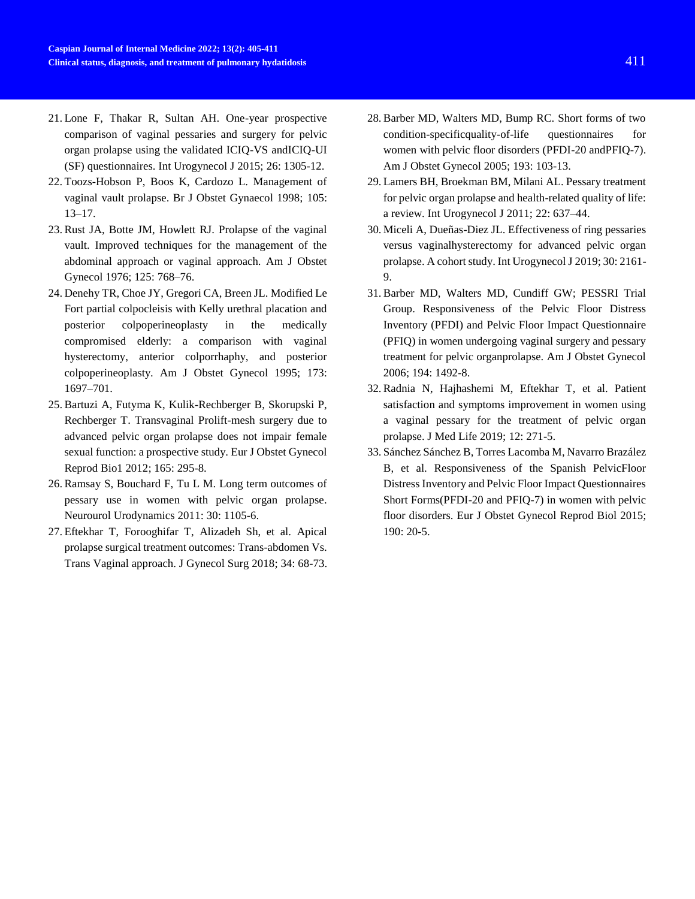21. Lone F, Thakar R, Sultan AH. One-year prospective comparison of vaginal pessaries and surgery for pelvic organ prolapse using the validated ICIQ-VS andICIQ-UI (SF) questionnaires. Int Urogynecol J 2015; 26: 1305-12.
22. Toozs-Hobson P, Boos K, Cardozo L. Management of vaginal vault prolapse. Br J Obstet Gynaecol 1998; 105: 13–17.
23. Rust JA, Botte JM, Howlett RJ. Prolapse of the vaginal vault. Improved techniques for the management of the abdominal approach or vaginal approach. Am J Obstet Gynecol 1976; 125: 768–76.
24. Denehy TR, Choe JY, Gregori CA, Breen JL. Modified Le Fort partial colpocleisis with Kelly urethral placation and posterior colpoperineoplasty in the medically compromised elderly: a comparison with vaginal hysterectomy, anterior colporrhaphy, and posterior colpoperineoplasty. Am J Obstet Gynecol 1995; 173: 1697–701.
25. Bartuzi A, Futyma K, Kulik-Rechberger B, Skorupski P, Rechberger T. Transvaginal Prolift-mesh surgery due to advanced pelvic organ prolapse does not impair female sexual function: a prospective study. Eur J Obstet Gynecol Reprod Bio1 2012; 165: 295-8.
26. Ramsay S, Bouchard F, Tu L M. Long term outcomes of pessary use in women with pelvic organ prolapse. Neurourol Urodynamics 2011: 30: 1105-6.
27. Eftekhar T, Forooghifar T, Alizadeh Sh, et al. Apical prolapse surgical treatment outcomes: Trans-abdomen Vs. Trans Vaginal approach. J Gynecol Surg 2018; 34: 68-73.
28. Barber MD, Walters MD, Bump RC. Short forms of two condition-specificquality-of-life questionnaires for women with pelvic floor disorders (PFDI-20 andPFIQ-7). Am J Obstet Gynecol 2005; 193: 103-13.
29. Lamers BH, Broekman BM, Milani AL. Pessary treatment for pelvic organ prolapse and health-related quality of life: a review. Int Urogynecol J 2011; 22: 637–44.
30. Miceli A, Dueñas-Diez JL. Effectiveness of ring pessaries versus vaginalhysterectomy for advanced pelvic organ prolapse. A cohort study. Int Urogynecol J 2019; 30: 2161-9.
31. Barber MD, Walters MD, Cundiff GW; PESSRI Trial Group. Responsiveness of the Pelvic Floor Distress Inventory (PFDI) and Pelvic Floor Impact Questionnaire (PFIQ) in women undergoing vaginal surgery and pessary treatment for pelvic organprolapse. Am J Obstet Gynecol 2006; 194: 1492-8.
32. Radnia N, Hajhashemi M, Eftekhar T, et al. Patient satisfaction and symptoms improvement in women using a vaginal pessary for the treatment of pelvic organ prolapse. J Med Life 2019; 12: 271-5.
33. Sánchez Sánchez B, Torres Lacomba M, Navarro Brazález B, et al. Responsiveness of the Spanish PelvicFloor Distress Inventory and Pelvic Floor Impact Questionnaires Short Forms(PFDI-20 and PFIQ-7) in women with pelvic floor disorders. Eur J Obstet Gynecol Reprod Biol 2015; 190: 20-5.